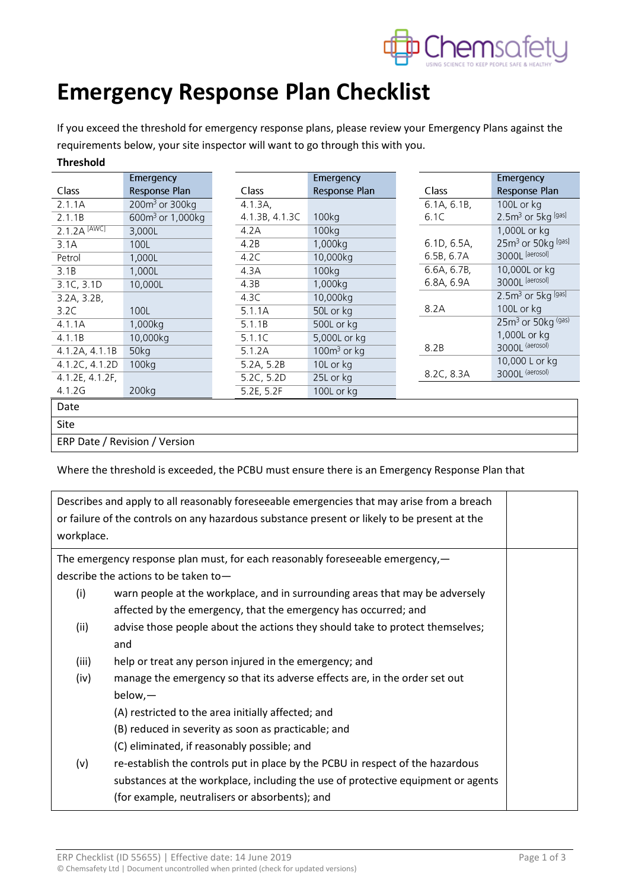# Emergency Response Plan Checklist

If you exceed the threshold for emergency response plans, please review your Emergency Plans against the requirements below, your site inspector will want to go through this with you.

**Threshold**

| Class | Emergency Response Plan |
|---|---|
| 2.1.1A | 200m$^3$ or 300kg |
| 2.1.1B | 600m$^3$ or 1,000kg |
| 2.1.2A [AWC] | 3,000L |
| 3.1A | 100L |
| Petrol | 1,000L |
| 3.1B | 1,000L |
| 3.1C, 3.1D | 10,000L |
| 3.2A, 3.2B, 3.2C | 100L |
| 4.1.1A | 1,000kg |
| 4.1.1B | 10,000kg |
| 4.1.2A, 4.1.1B | 50kg |
| 4.1.2C, 4.1.2D | 100kg |
| 4.1.2E, 4.1.2F, 4.1.2G | 200kg |

| Class | Emergency Response Plan |
|---|---|
| 4.1.3A, 4.1.3B, 4.1.3C | 100kg |
| 4.2A | 100kg |
| 4.2B | 1,000kg |
| 4.2C | 10,000kg |
| 4.3A | 100kg |
| 4.3B | 1,000kg |
| 4.3C | 10,000kg |
| 5.1.1A | 50L or kg |
| 5.1.1B | 500L or kg |
| 5.1.1C | 5,000L or kg |
| 5.1.2A | 100m$^3$ or kg |
| 5.2A, 5.2B | 10L or kg |
| 5.2C, 5.2D | 25L or kg |
| 5.2E, 5.2F | 100L or kg |

| Class | Emergency Response Plan |
|---|---|
| 6.1A, 6.1B, 6.1C | 100L or kg<br>2.5m$^3$ or 5kg [gas] |
| 6.1D, 6.5A, 6.5B, 6.7A | 1,000L or kg<br>25m$^3$ or 50kg [gas]<br>3000L [aerosol] |
| 6.6A, 6.7B, 6.8A, 6.9A | 10,000L or kg<br>3000L [aerosol] |
| 8.2A | 2.5m$^3$ or 5kg [gas]<br>100L or kg |
| 8.2B | 25m$^3$ or 50kg [gas]<br>1,000L or kg<br>3000L [aerosol] |
| 8.2C, 8.3A | 10,000 L or kg<br>3000L [aerosol] |

| Date |
|---|
| Site |
| ERP Date / Revision / Version |

Where the threshold is exceeded, the PCBU must ensure there is an Emergency Response Plan that

| Requirement | |
|---|---|
| Describes and apply to all reasonably foreseeable emergencies that may arise from a breach or failure of the controls on any hazardous substance present or likely to be present at the workplace. | |
| The emergency response plan must, for each reasonably foreseeable emergency,— describe the actions to be taken to—<br>(i) warn people at the workplace, and in surrounding areas that may be adversely affected by the emergency, that the emergency has occurred; and<br>(ii) advise those people about the actions they should take to protect themselves; and<br>(iii) help or treat any person injured in the emergency; and<br>(iv) manage the emergency so that its adverse effects are, in the order set out below,—<br>(A) restricted to the area initially affected; and<br>(B) reduced in severity as soon as practicable; and<br>(C) eliminated, if reasonably possible; and<br>(v) re-establish the controls put in place by the PCBU in respect of the hazardous substances at the workplace, including the use of protective equipment or agents (for example, neutralisers or absorbents); and | |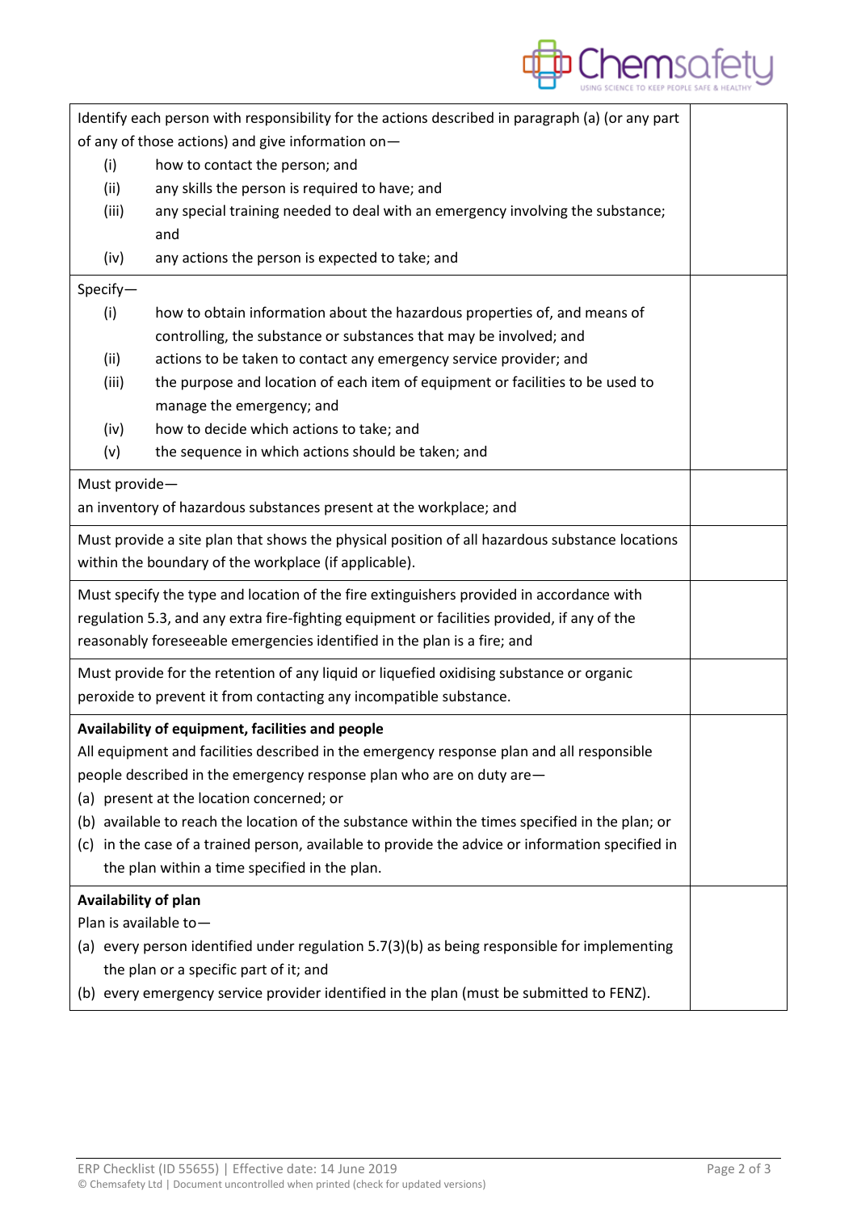| | |
|---|---|
| Identify each person with responsibility for the actions described in paragraph (a) (or any part of any of those actions) and give information on—<br>(i) how to contact the person; and<br>(ii) any skills the person is required to have; and<br>(iii) any special training needed to deal with an emergency involving the substance; and<br>(iv) any actions the person is expected to take; and | |
| Specify—<br>(i) how to obtain information about the hazardous properties of, and means of controlling, the substance or substances that may be involved; and<br>(ii) actions to be taken to contact any emergency service provider; and<br>(iii) the purpose and location of each item of equipment or facilities to be used to manage the emergency; and<br>(iv) how to decide which actions to take; and<br>(v) the sequence in which actions should be taken; and | |
| Must provide—<br>an inventory of hazardous substances present at the workplace; and | |
| Must provide a site plan that shows the physical position of all hazardous substance locations within the boundary of the workplace (if applicable). | |
| Must specify the type and location of the fire extinguishers provided in accordance with regulation 5.3, and any extra fire-fighting equipment or facilities provided, if any of the reasonably foreseeable emergencies identified in the plan is a fire; and | |
| Must provide for the retention of any liquid or liquefied oxidising substance or organic peroxide to prevent it from contacting any incompatible substance. | |
| **Availability of equipment, facilities and people**<br>All equipment and facilities described in the emergency response plan and all responsible people described in the emergency response plan who are on duty are—<br>(a) present at the location concerned; or<br>(b) available to reach the location of the substance within the times specified in the plan; or<br>(c) in the case of a trained person, available to provide the advice or information specified in the plan within a time specified in the plan. | |
| **Availability of plan**<br>Plan is available to—<br>(a) every person identified under regulation 5.7(3)(b) as being responsible for implementing the plan or a specific part of it; and<br>(b) every emergency service provider identified in the plan (must be submitted to FENZ). | |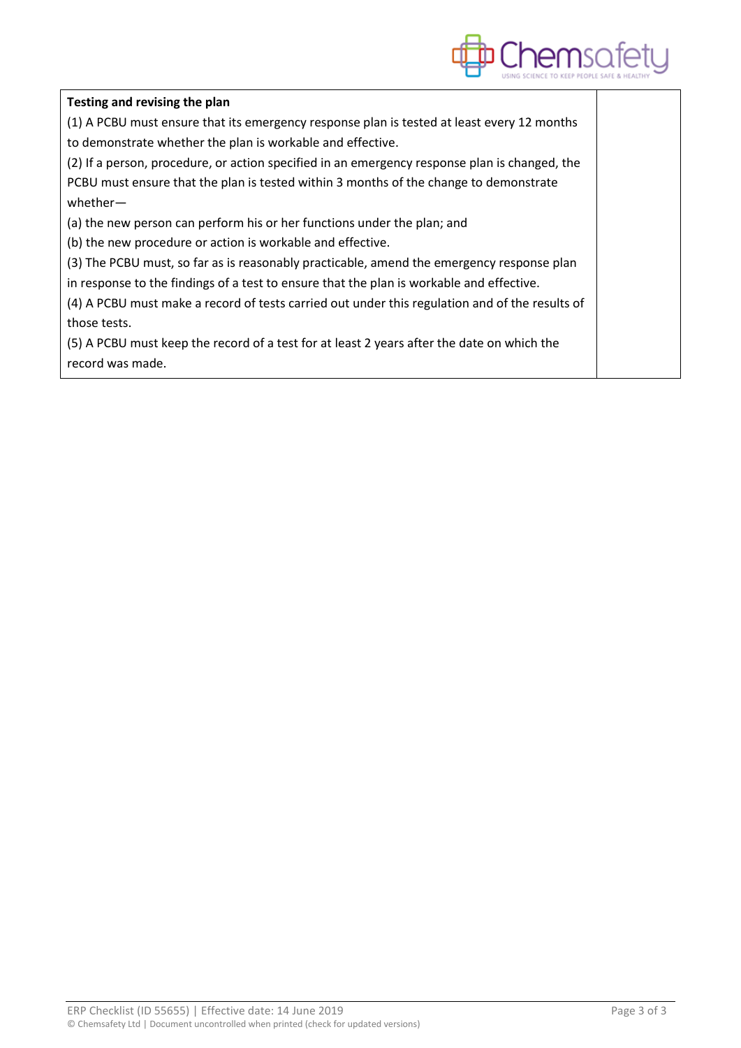| | |
|---|---|
| **Testing and revising the plan**<br>(1) A PCBU must ensure that its emergency response plan is tested at least every 12 months to demonstrate whether the plan is workable and effective.<br>(2) If a person, procedure, or action specified in an emergency response plan is changed, the PCBU must ensure that the plan is tested within 3 months of the change to demonstrate whether—<br>(a) the new person can perform his or her functions under the plan; and<br>(b) the new procedure or action is workable and effective.<br>(3) The PCBU must, so far as is reasonably practicable, amend the emergency response plan in response to the findings of a test to ensure that the plan is workable and effective.<br>(4) A PCBU must make a record of tests carried out under this regulation and of the results of those tests.<br>(5) A PCBU must keep the record of a test for at least 2 years after the date on which the record was made. | |